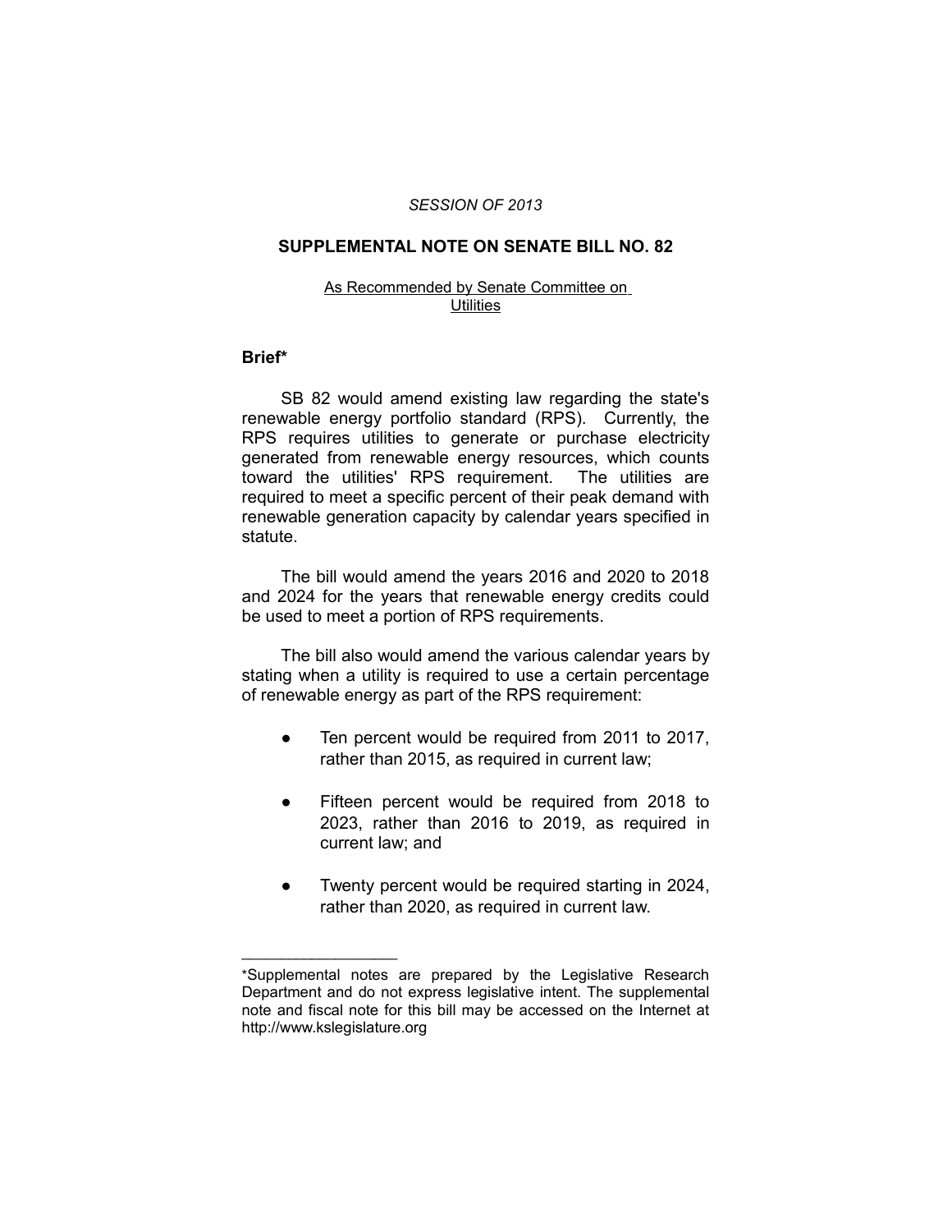*SESSION OF 2013*

# SUPPLEMENTAL NOTE ON SENATE BILL NO. 82

As Recommended by Senate Committee on Utilities

## Brief*

SB 82 would amend existing law regarding the state's renewable energy portfolio standard (RPS). Currently, the RPS requires utilities to generate or purchase electricity generated from renewable energy resources, which counts toward the utilities' RPS requirement. The utilities are required to meet a specific percent of their peak demand with renewable generation capacity by calendar years specified in statute.

The bill would amend the years 2016 and 2020 to 2018 and 2024 for the years that renewable energy credits could be used to meet a portion of RPS requirements.

The bill also would amend the various calendar years by stating when a utility is required to use a certain percentage of renewable energy as part of the RPS requirement:

- Ten percent would be required from 2011 to 2017, rather than 2015, as required in current law;
- Fifteen percent would be required from 2018 to 2023, rather than 2016 to 2019, as required in current law; and
- Twenty percent would be required starting in 2024, rather than 2020, as required in current law.

---

*Supplemental notes are prepared by the Legislative Research Department and do not express legislative intent. The supplemental note and fiscal note for this bill may be accessed on the Internet at http://www.kslegislature.org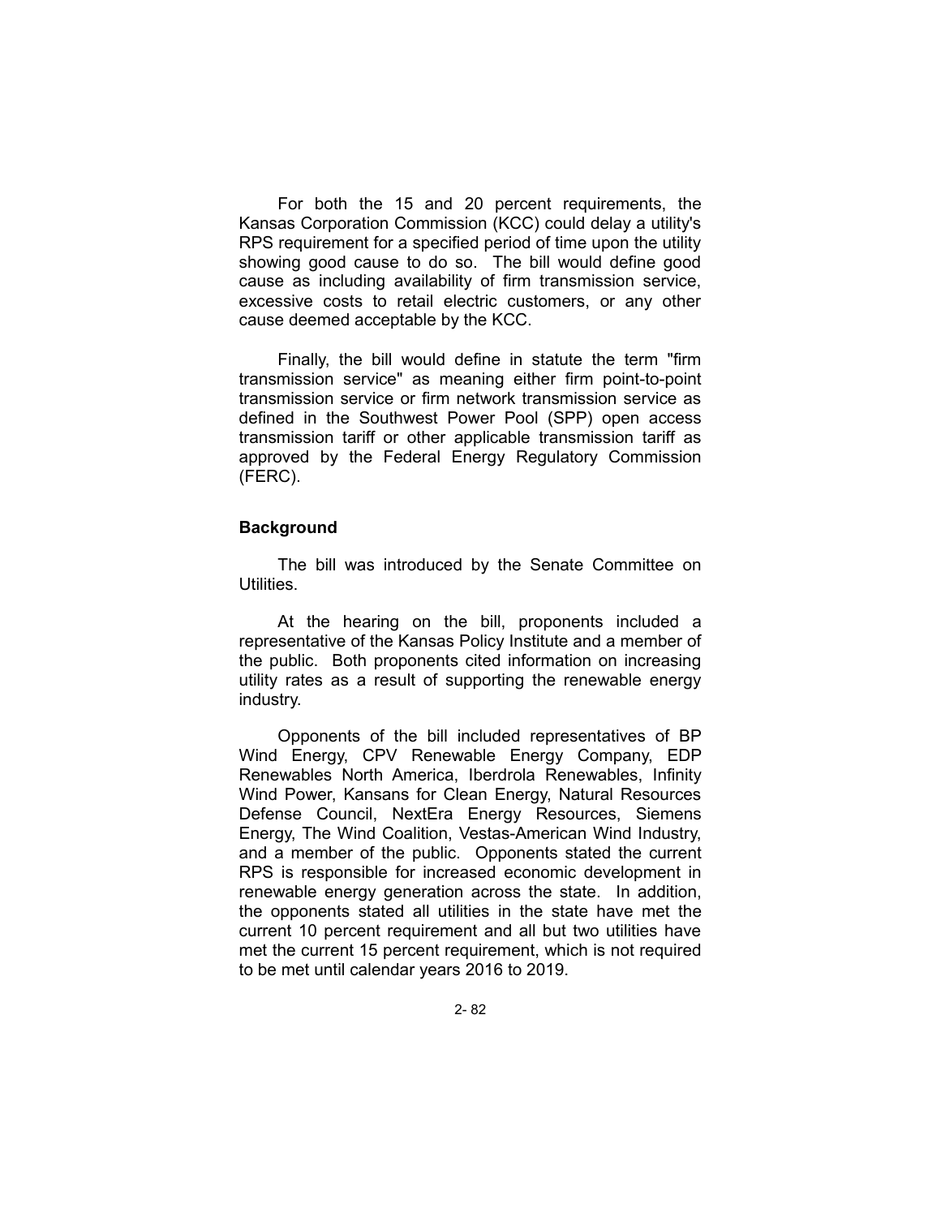For both the 15 and 20 percent requirements, the Kansas Corporation Commission (KCC) could delay a utility's RPS requirement for a specified period of time upon the utility showing good cause to do so. The bill would define good cause as including availability of firm transmission service, excessive costs to retail electric customers, or any other cause deemed acceptable by the KCC.

Finally, the bill would define in statute the term "firm transmission service" as meaning either firm point-to-point transmission service or firm network transmission service as defined in the Southwest Power Pool (SPP) open access transmission tariff or other applicable transmission tariff as approved by the Federal Energy Regulatory Commission (FERC).

## Background

The bill was introduced by the Senate Committee on Utilities.

At the hearing on the bill, proponents included a representative of the Kansas Policy Institute and a member of the public. Both proponents cited information on increasing utility rates as a result of supporting the renewable energy industry.

Opponents of the bill included representatives of BP Wind Energy, CPV Renewable Energy Company, EDP Renewables North America, Iberdrola Renewables, Infinity Wind Power, Kansans for Clean Energy, Natural Resources Defense Council, NextEra Energy Resources, Siemens Energy, The Wind Coalition, Vestas-American Wind Industry, and a member of the public. Opponents stated the current RPS is responsible for increased economic development in renewable energy generation across the state. In addition, the opponents stated all utilities in the state have met the current 10 percent requirement and all but two utilities have met the current 15 percent requirement, which is not required to be met until calendar years 2016 to 2019.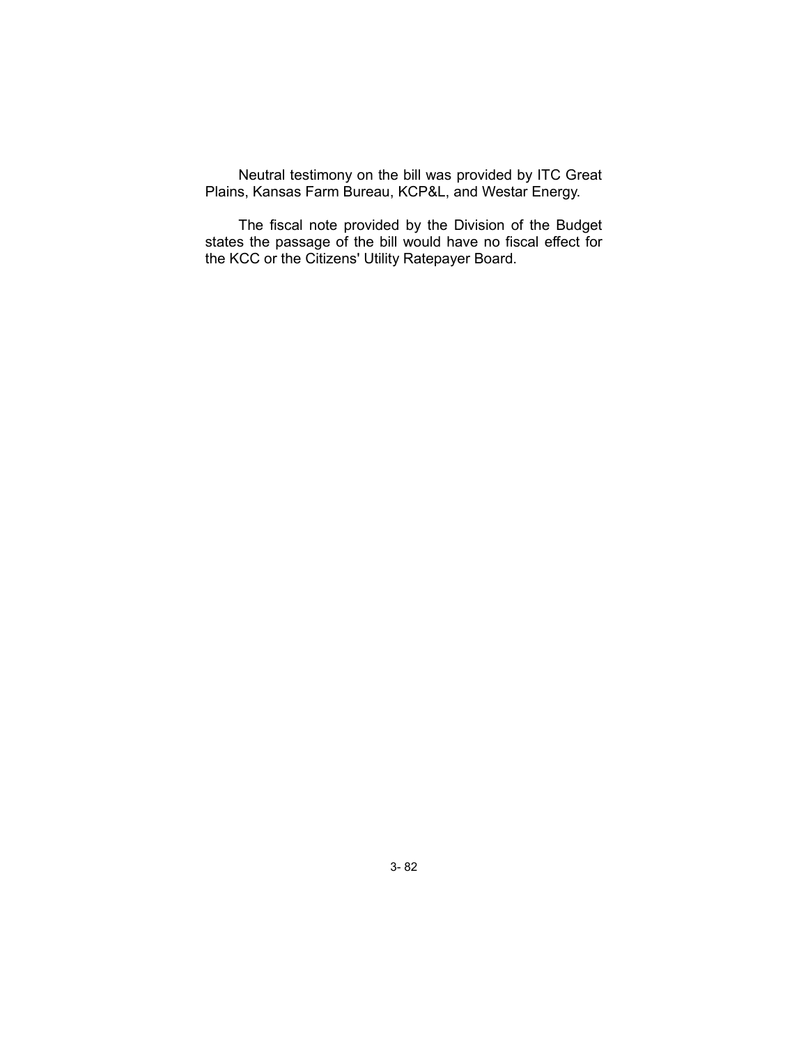Neutral testimony on the bill was provided by ITC Great Plains, Kansas Farm Bureau, KCP&L, and Westar Energy.

The fiscal note provided by the Division of the Budget states the passage of the bill would have no fiscal effect for the KCC or the Citizens' Utility Ratepayer Board.